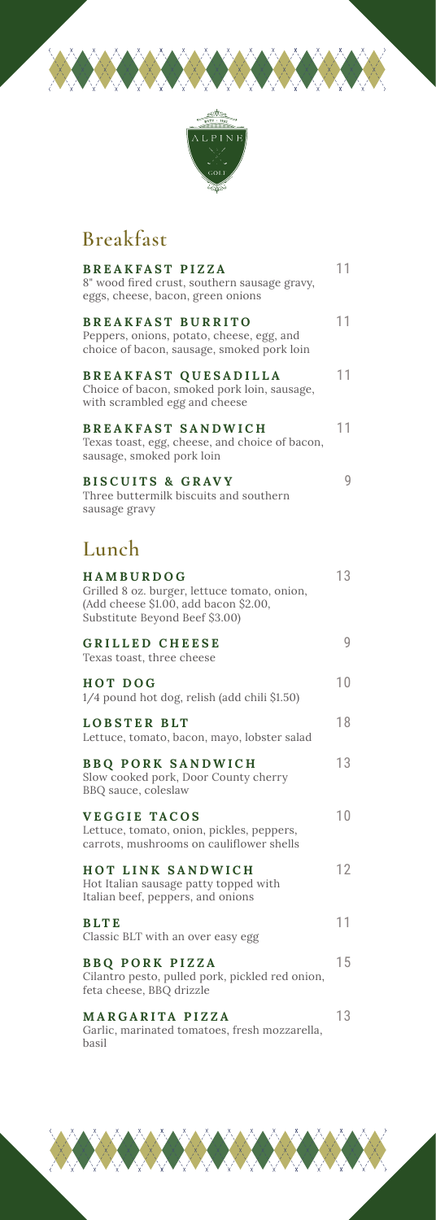# Breakfast

**BREAKFAST PIZZA** 11
8" wood fired crust, southern sausage gravy, eggs, cheese, bacon, green onions

**BREAKFAST BURRITO** 11
Peppers, onions, potato, cheese, egg, and choice of bacon, sausage, smoked pork loin

**BREAKFAST QUESADILLA** 11
Choice of bacon, smoked pork loin, sausage, with scrambled egg and cheese

**BREAKFAST SANDWICH** 11
Texas toast, egg, cheese, and choice of bacon, sausage, smoked pork loin

**BISCUITS & GRAVY** 9
Three buttermilk biscuits and southern sausage gravy

# Lunch

**HAMBURDOG** 13
Grilled 8 oz. burger, lettuce tomato, onion, (Add cheese $1.00, add bacon $2.00, Substitute Beyond Beef $3.00)

**GRILLED CHEESE** 9
Texas toast, three cheese

**HOT DOG** 10
1/4 pound hot dog, relish (add chili $1.50)

**LOBSTER BLT** 18
Lettuce, tomato, bacon, mayo, lobster salad

**BBQ PORK SANDWICH** 13
Slow cooked pork, Door County cherry BBQ sauce, coleslaw

**VEGGIE TACOS** 10
Lettuce, tomato, onion, pickles, peppers, carrots, mushrooms on cauliflower shells

**HOT LINK SANDWICH** 12
Hot Italian sausage patty topped with Italian beef, peppers, and onions

**BLTE** 11
Classic BLT with an over easy egg

**BBQ PORK PIZZA** 15
Cilantro pesto, pulled pork, pickled red onion, feta cheese, BBQ drizzle

**MARGARITA PIZZA** 13
Garlic, marinated tomatoes, fresh mozzarella, basil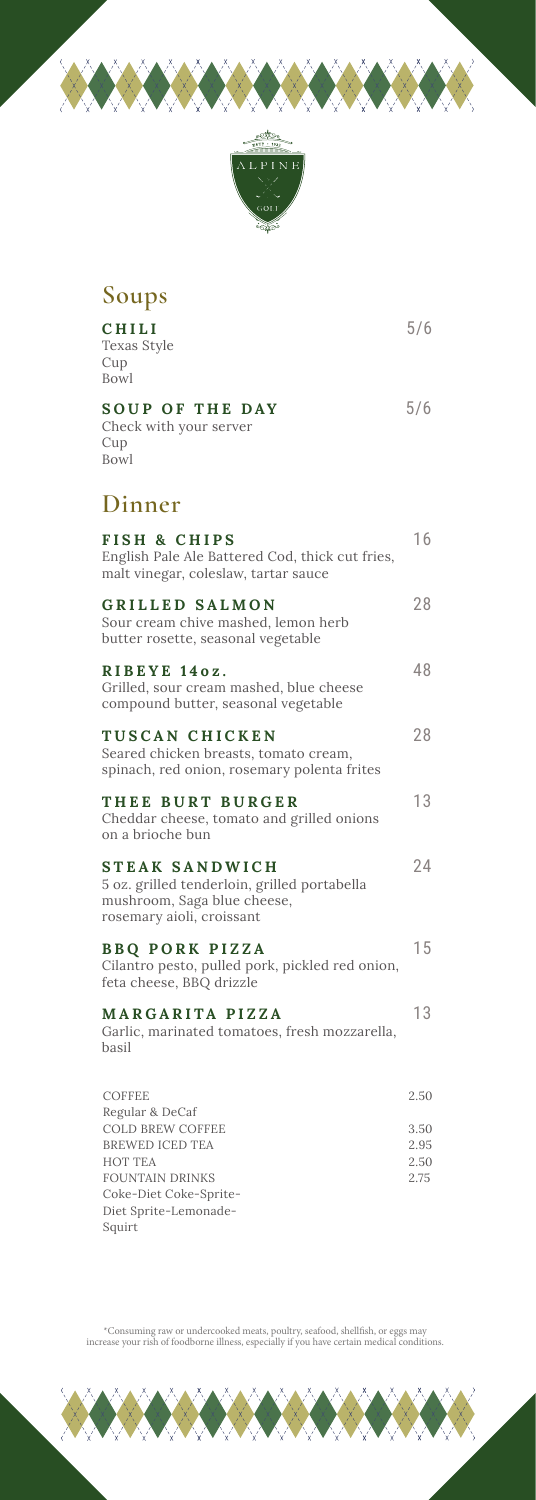ALPINE

GOLF

## Soups

**CHILI** 5/6
Texas Style
Cup
Bowl

**SOUP OF THE DAY** 5/6
Check with your server
Cup
Bowl

## Dinner

**FISH & CHIPS** 16
English Pale Ale Battered Cod, thick cut fries, malt vinegar, coleslaw, tartar sauce

**GRILLED SALMON** 28
Sour cream chive mashed, lemon herb butter rosette, seasonal vegetable

**RIBEYE 14oz.** 48
Grilled, sour cream mashed, blue cheese compound butter, seasonal vegetable

**TUSCAN CHICKEN** 28
Seared chicken breasts, tomato cream, spinach, red onion, rosemary polenta frites

**THEE BURT BURGER** 13
Cheddar cheese, tomato and grilled onions on a brioche bun

**STEAK SANDWICH** 24
5 oz. grilled tenderloin, grilled portabella mushroom, Saga blue cheese, rosemary aioli, croissant

**BBQ PORK PIZZA** 15
Cilantro pesto, pulled pork, pickled red onion, feta cheese, BBQ drizzle

**MARGARITA PIZZA** 13
Garlic, marinated tomatoes, fresh mozzarella, basil

| | |
|---|---|
| COFFEE<br>Regular & DeCaf | 2.50 |
| COLD BREW COFFEE | 3.50 |
| BREWED ICED TEA | 2.95 |
| HOT TEA | 2.50 |
| FOUNTAIN DRINKS<br>Coke-Diet Coke-Sprite-<br>Diet Sprite-Lemonade-<br>Squirt | 2.75 |

*Consuming raw or undercooked meats, poultry, seafood, shellfish, or eggs may increase your risk of foodborne illness, especially if you have certain medical conditions.